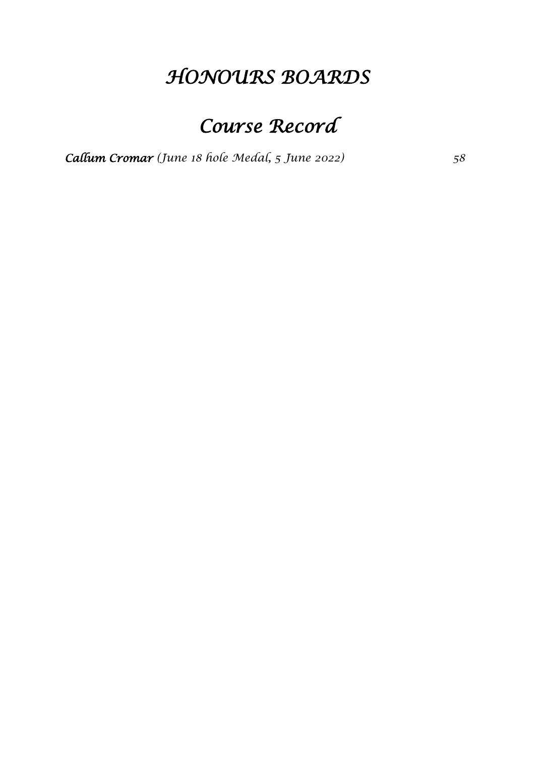# *HONOURS BOARDS*

## *Course Record*

***Callum Cromar*** *(June 18 hole Medal, 5 June 2022)* *58*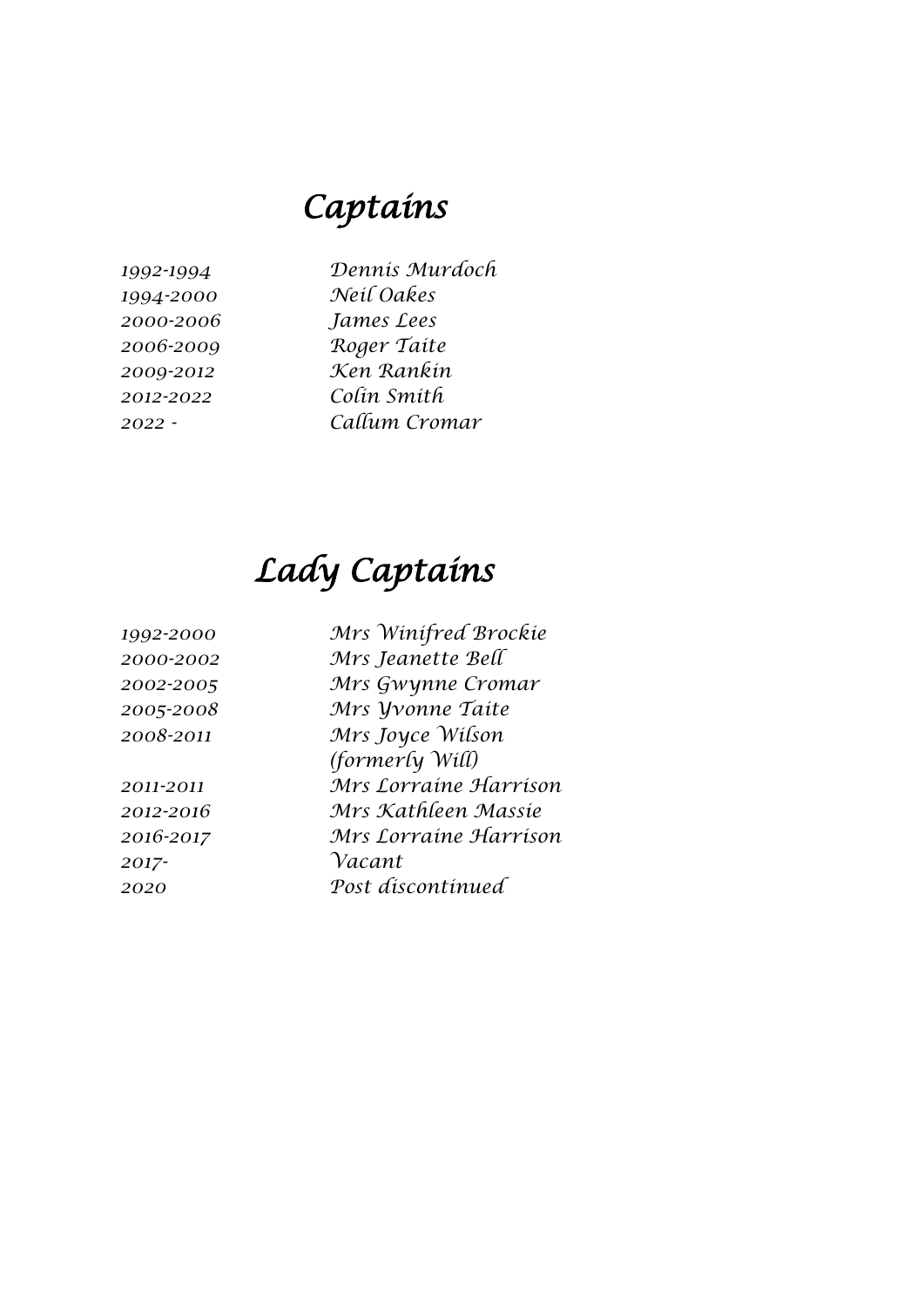# Captains

| | |
|---|---|
| 1992-1994 | Dennis Murdoch |
| 1994-2000 | Neil Oakes |
| 2000-2006 | James Lees |
| 2006-2009 | Roger Taite |
| 2009-2012 | Ken Rankin |
| 2012-2022 | Colin Smith |
| 2022 - | Callum Cromar |

# Lady Captains

| | |
|---|---|
| 1992-2000 | Mrs Winifred Brockie |
| 2000-2002 | Mrs Jeanette Bell |
| 2002-2005 | Mrs Gwynne Cromar |
| 2005-2008 | Mrs Yvonne Taite |
| 2008-2011 | Mrs Joyce Wilson (formerly Will) |
| 2011-2011 | Mrs Lorraine Harrison |
| 2012-2016 | Mrs Kathleen Massie |
| 2016-2017 | Mrs Lorraine Harrison |
| 2017- | Vacant |
| 2020 | Post discontinued |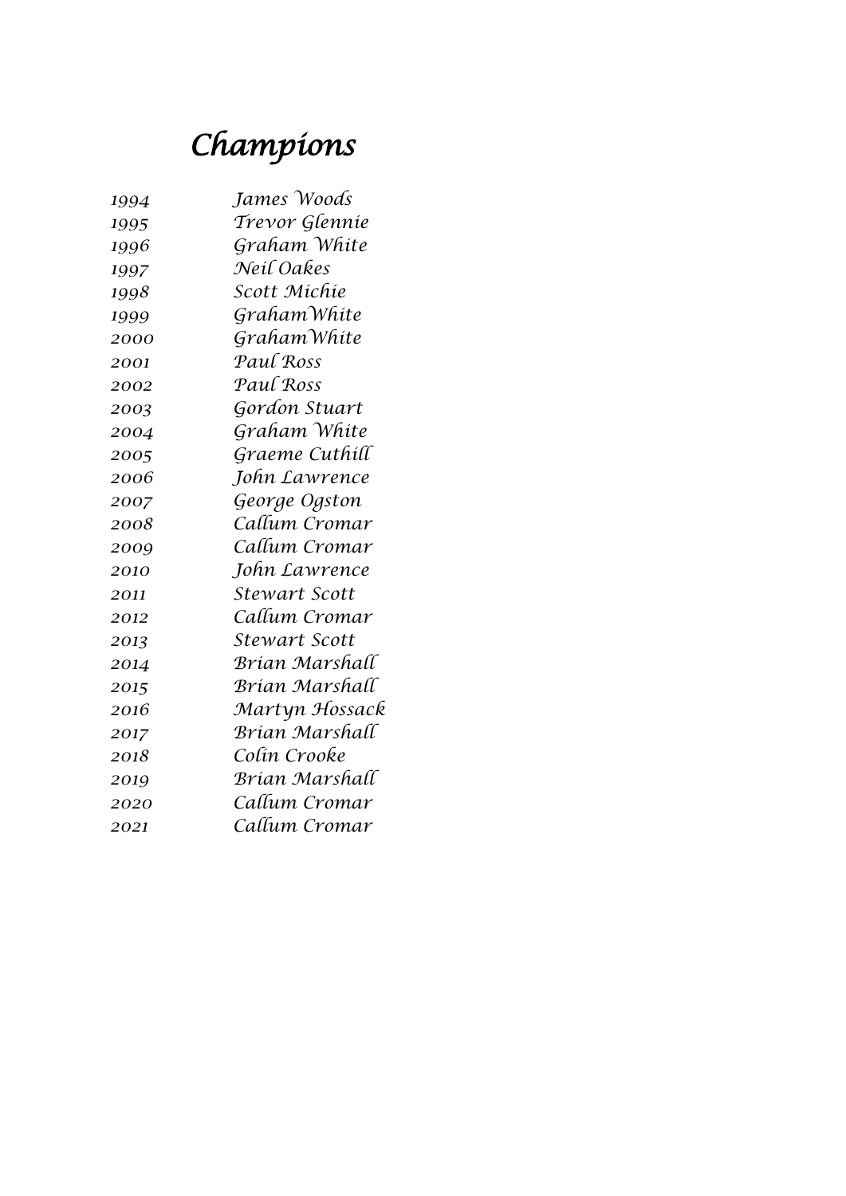# *Champions*

| | |
|---|---|
| *1994* | *James Woods* |
| *1995* | *Trevor Glennie* |
| *1996* | *Graham White* |
| *1997* | *Neil Oakes* |
| *1998* | *Scott Michie* |
| *1999* | *GrahamWhite* |
| *2000* | *GrahamWhite* |
| *2001* | *Paul Ross* |
| *2002* | *Paul Ross* |
| *2003* | *Gordon Stuart* |
| *2004* | *Graham White* |
| *2005* | *Graeme Cuthill* |
| *2006* | *John Lawrence* |
| *2007* | *George Ogston* |
| *2008* | *Callum Cromar* |
| *2009* | *Callum Cromar* |
| *2010* | *John Lawrence* |
| *2011* | *Stewart Scott* |
| *2012* | *Callum Cromar* |
| *2013* | *Stewart Scott* |
| *2014* | *Brian Marshall* |
| *2015* | *Brian Marshall* |
| *2016* | *Martyn Hossack* |
| *2017* | *Brian Marshall* |
| *2018* | *Colin Crooke* |
| *2019* | *Brian Marshall* |
| *2020* | *Callum Cromar* |
| *2021* | *Callum Cromar* |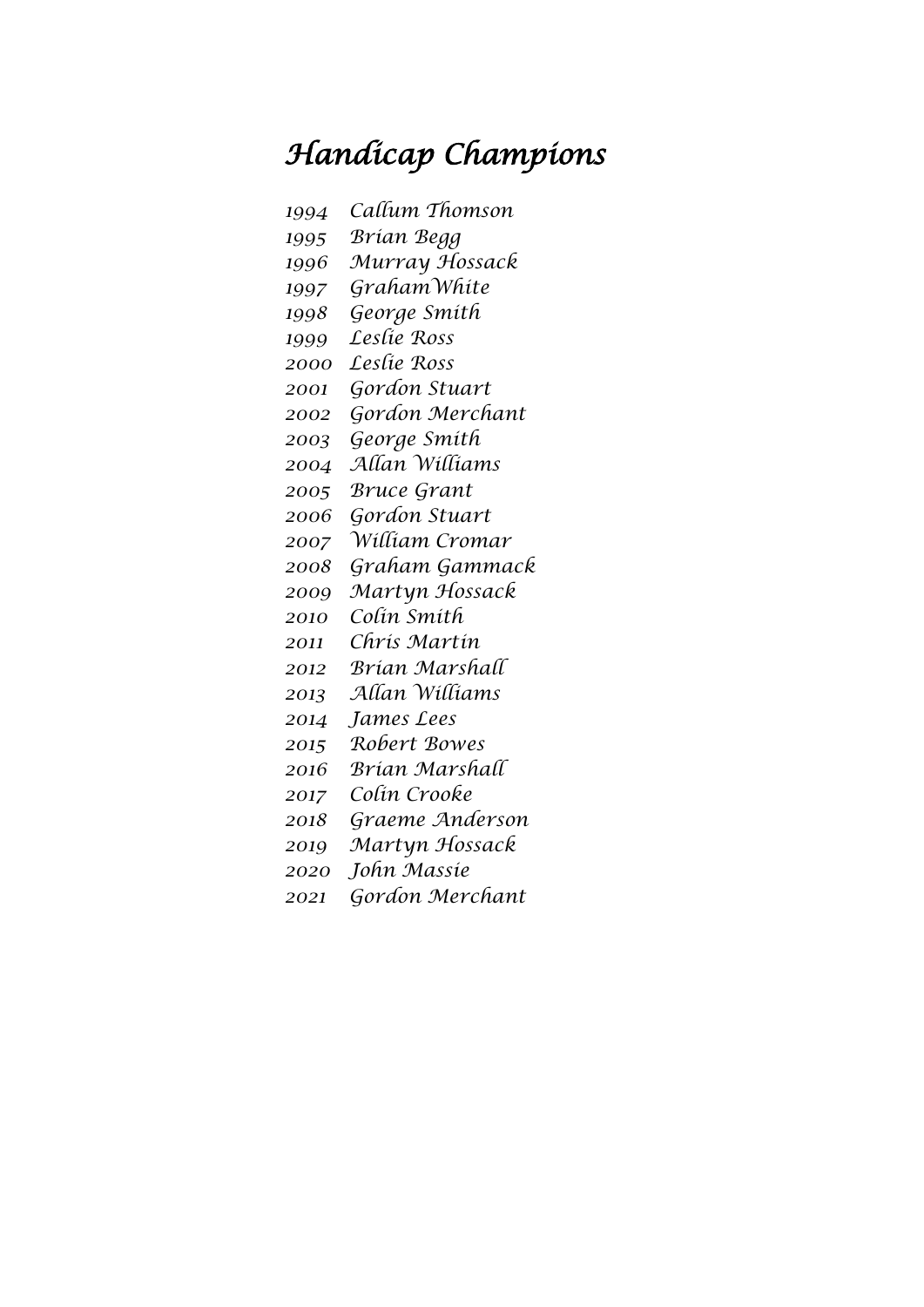# Handicap Champions

1994 Callum Thomson
1995 Brian Begg
1996 Murray Hossack
1997 GrahamWhite
1998 George Smith
1999 Leslie Ross
2000 Leslie Ross
2001 Gordon Stuart
2002 Gordon Merchant
2003 George Smith
2004 Allan Williams
2005 Bruce Grant
2006 Gordon Stuart
2007 William Cromar
2008 Graham Gammack
2009 Martyn Hossack
2010 Colin Smith
2011 Chris Martin
2012 Brian Marshall
2013 Allan Williams
2014 James Lees
2015 Robert Bowes
2016 Brian Marshall
2017 Colin Crooke
2018 Graeme Anderson
2019 Martyn Hossack
2020 John Massie
2021 Gordon Merchant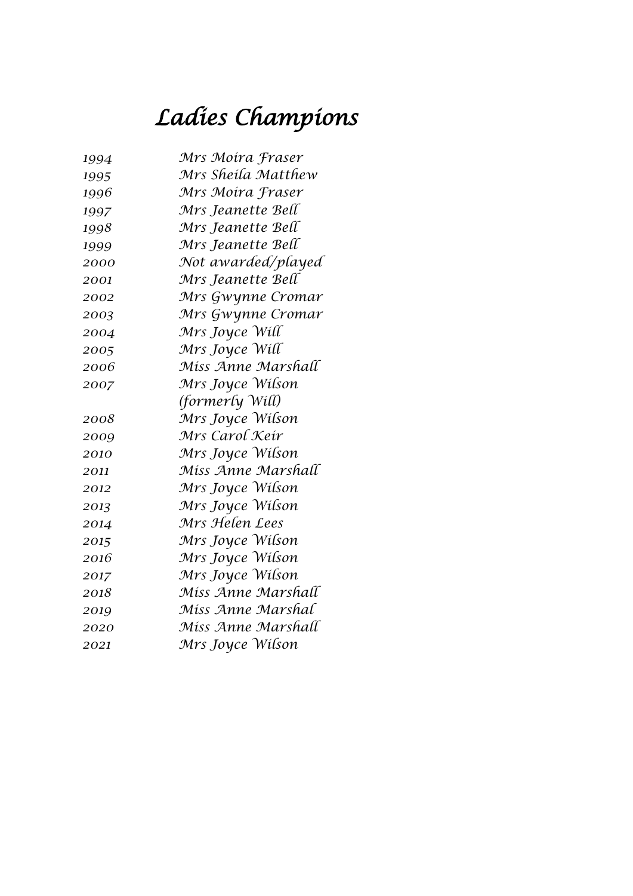# *Ladies Champions*

| | |
|---|---|
| *1994* | *Mrs Moira Fraser* |
| *1995* | *Mrs Sheila Matthew* |
| *1996* | *Mrs Moira Fraser* |
| *1997* | *Mrs Jeanette Bell* |
| *1998* | *Mrs Jeanette Bell* |
| *1999* | *Mrs Jeanette Bell* |
| *2000* | *Not awarded/played* |
| *2001* | *Mrs Jeanette Bell* |
| *2002* | *Mrs Gwynne Cromar* |
| *2003* | *Mrs Gwynne Cromar* |
| *2004* | *Mrs Joyce Will* |
| *2005* | *Mrs Joyce Will* |
| *2006* | *Miss Anne Marshall* |
| *2007* | *Mrs Joyce Wilson (formerly Will)* |
| *2008* | *Mrs Joyce Wilson* |
| *2009* | *Mrs Carol Keir* |
| *2010* | *Mrs Joyce Wilson* |
| *2011* | *Miss Anne Marshall* |
| *2012* | *Mrs Joyce Wilson* |
| *2013* | *Mrs Joyce Wilson* |
| *2014* | *Mrs Helen Lees* |
| *2015* | *Mrs Joyce Wilson* |
| *2016* | *Mrs Joyce Wilson* |
| *2017* | *Mrs Joyce Wilson* |
| *2018* | *Miss Anne Marshall* |
| *2019* | *Miss Anne Marshal* |
| *2020* | *Miss Anne Marshall* |
| *2021* | *Mrs Joyce Wilson* |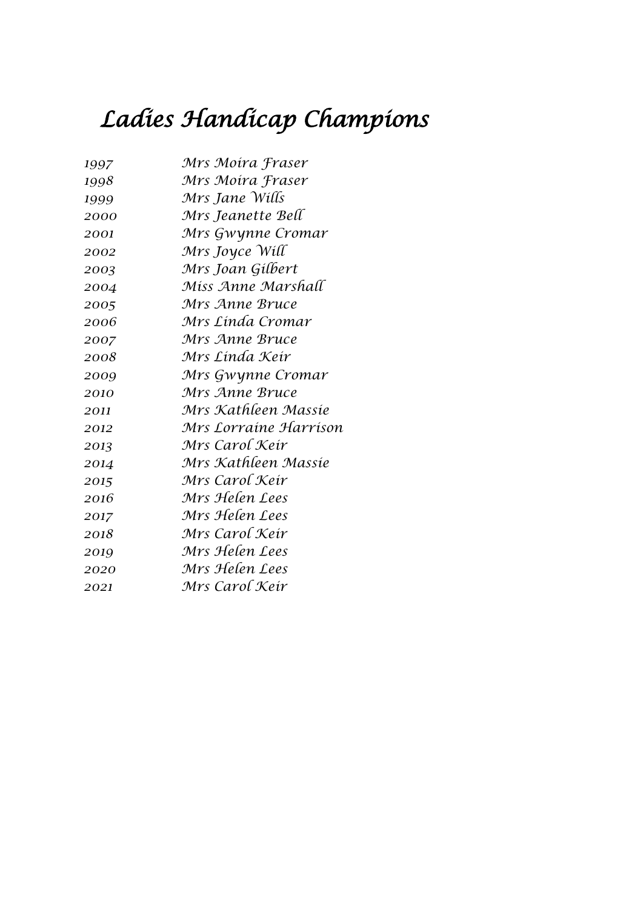# Ladies Handicap Champions

| | |
|---|---|
| 1997 | Mrs Moira Fraser |
| 1998 | Mrs Moira Fraser |
| 1999 | Mrs Jane Wills |
| 2000 | Mrs Jeanette Bell |
| 2001 | Mrs Gwynne Cromar |
| 2002 | Mrs Joyce Will |
| 2003 | Mrs Joan Gilbert |
| 2004 | Miss Anne Marshall |
| 2005 | Mrs Anne Bruce |
| 2006 | Mrs Linda Cromar |
| 2007 | Mrs Anne Bruce |
| 2008 | Mrs Linda Keir |
| 2009 | Mrs Gwynne Cromar |
| 2010 | Mrs Anne Bruce |
| 2011 | Mrs Kathleen Massie |
| 2012 | Mrs Lorraine Harrison |
| 2013 | Mrs Carol Keir |
| 2014 | Mrs Kathleen Massie |
| 2015 | Mrs Carol Keir |
| 2016 | Mrs Helen Lees |
| 2017 | Mrs Helen Lees |
| 2018 | Mrs Carol Keir |
| 2019 | Mrs Helen Lees |
| 2020 | Mrs Helen Lees |
| 2021 | Mrs Carol Keir |